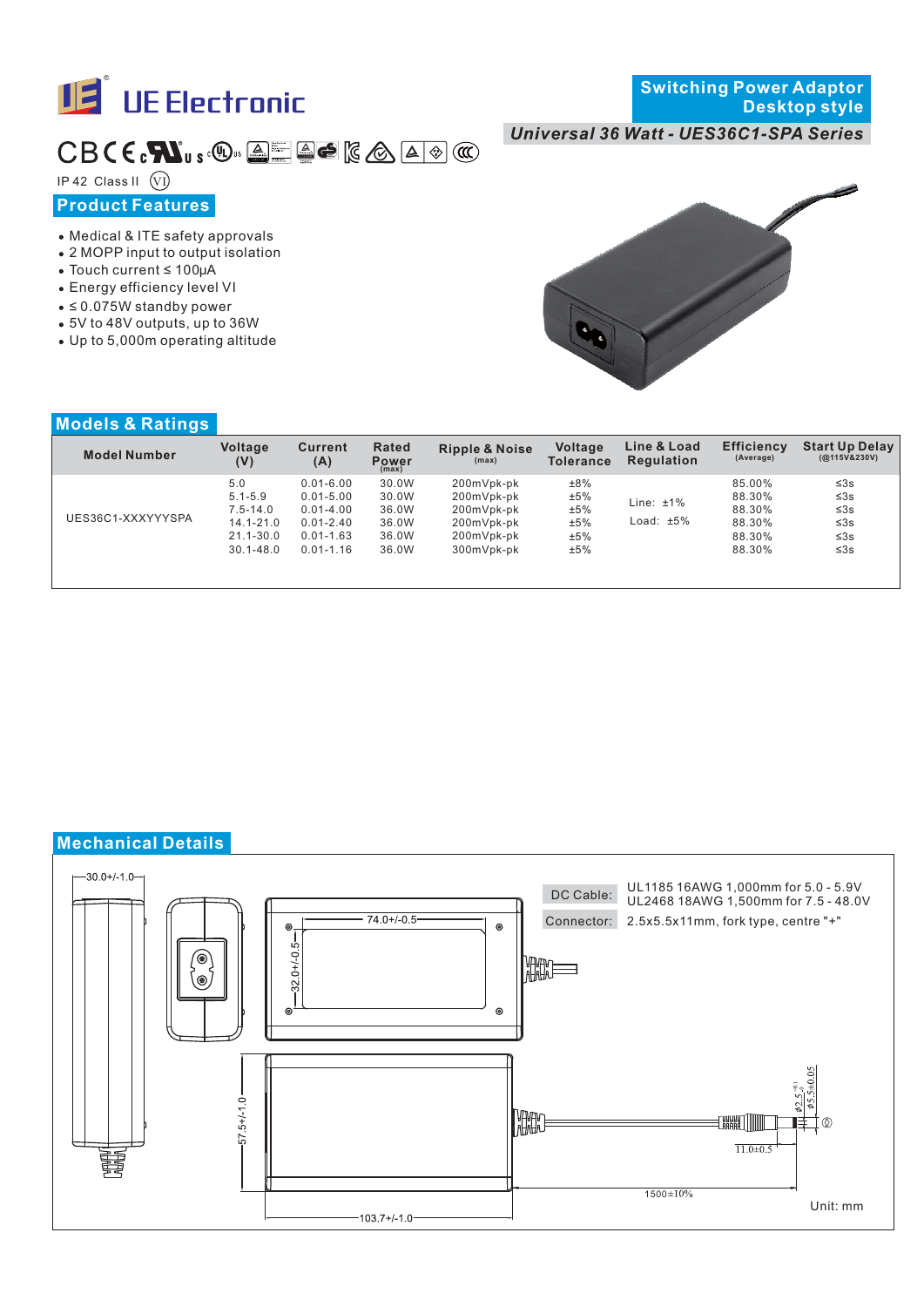# UE Electronic

**Switching Power Adaptor**
**Desktop style**

***Universal 36 Watt - UES36C1-SPA Series***

IP 42 Class II (VI)

## Product Features

- Medical & ITE safety approvals
- 2 MOPP input to output isolation
- Touch current ≤ 100μA
- Energy efficiency level VI
- ≤ 0.075W standby power
- 5V to 48V outputs, up to 36W
- Up to 5,000m operating altitude

## Models & Ratings

| Model Number | Voltage (V) | Current (A) | Rated Power (max) | Ripple & Noise (max) | Voltage Tolerance | Line & Load Regulation | Efficiency (Average) | Start Up Delay (@115V&230V) |
|---|---|---|---|---|---|---|---|---|
| UES36C1-XXXYYYSPA | 5.0 | 0.01-6.00 | 30.0W | 200mVpk-pk | ±8% | Line: ±1% Load: ±5% | 85.00% | ≤3s |
| | 5.1-5.9 | 0.01-5.00 | 30.0W | 200mVpk-pk | ±5% | | 88.30% | ≤3s |
| | 7.5-14.0 | 0.01-4.00 | 36.0W | 200mVpk-pk | ±5% | | 88.30% | ≤3s |
| | 14.1-21.0 | 0.01-2.40 | 36.0W | 200mVpk-pk | ±5% | | 88.30% | ≤3s |
| | 21.1-30.0 | 0.01-1.63 | 36.0W | 200mVpk-pk | ±5% | | 88.30% | ≤3s |
| | 30.1-48.0 | 0.01-1.16 | 36.0W | 300mVpk-pk | ±5% | | 88.30% | ≤3s |

## Mechanical Details

| | |
|---|---|
| DC Cable: | UL1185 16AWG 1,000mm for 5.0 - 5.9V<br>UL2468 18AWG 1,500mm for 7.5 - 48.0V |
| Connector: | 2.5x5.5x11mm, fork type, centre "+" |

Dimensions: 30.0+/-1.0; 74.0+/-0.5; 32.0+/-0.5; 57.5+/-1.0; 103.7+/-1.0; 1500±10%; 11.0±0.5; φ2.5; φ5.5±0.05

Unit: mm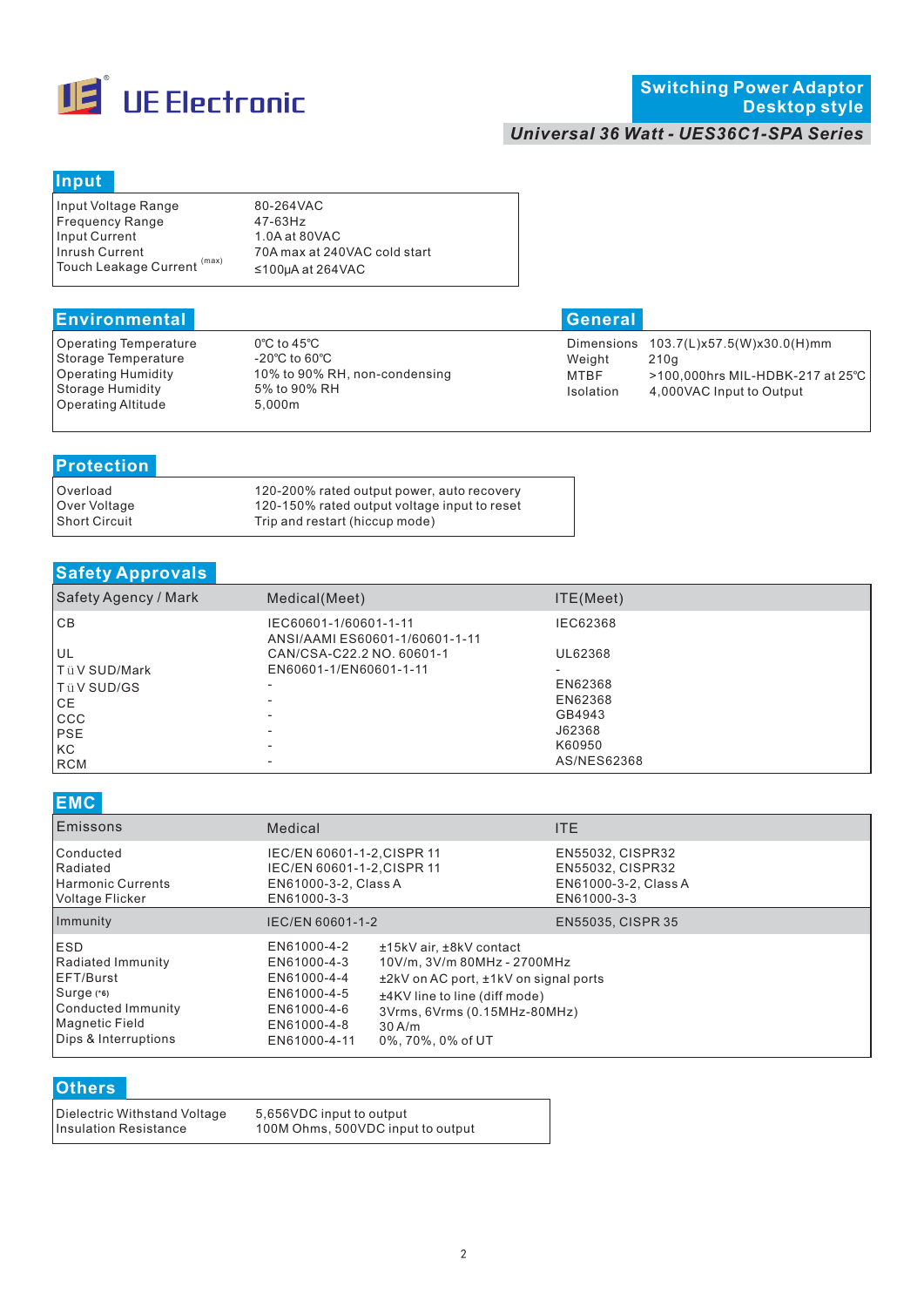UE Electronic

**Switching Power Adaptor**
**Desktop style**

***Universal 36 Watt - UES36C1-SPA Series***

## Input

| | |
|---|---|
| Input Voltage Range | 80-264VAC |
| Frequency Range | 47-63Hz |
| Input Current | 1.0A at 80VAC |
| Inrush Current | 70A max at 240VAC cold start |
| Touch Leakage Current (max) | ≤100μA at 264VAC |

## Environmental

| | |
|---|---|
| Operating Temperature | 0℃ to 45℃ |
| Storage Temperature | -20℃ to 60℃ |
| Operating Humidity | 10% to 90% RH, non-condensing |
| Storage Humidity | 5% to 90% RH |
| Operating Altitude | 5,000m |

## General

| | |
|---|---|
| Dimensions | 103.7(L)x57.5(W)x30.0(H)mm |
| Weight | 210g |
| MTBF | >100,000hrs MIL-HDBK-217 at 25℃ |
| Isolation | 4,000VAC Input to Output |

## Protection

| | |
|---|---|
| Overload | 120-200% rated output power, auto recovery |
| Over Voltage | 120-150% rated output voltage input to reset |
| Short Circuit | Trip and restart (hiccup mode) |

## Safety Approvals

| Safety Agency / Mark | Medical(Meet) | ITE(Meet) |
|---|---|---|
| CB | IEC60601-1/60601-1-11<br>ANSI/AAMI ES60601-1/60601-1-11 | IEC62368 |
| UL | CAN/CSA-C22.2 NO. 60601-1 | UL62368 |
| TüV SUD/Mark | EN60601-1/EN60601-1-11 | - |
| TüV SUD/GS | - | EN62368 |
| CE | - | EN62368 |
| CCC | - | GB4943 |
| PSE | - | J62368 |
| KC | - | K60950 |
| RCM | - | AS/NES62368 |

## EMC

| Emissons | Medical | | ITE |
|---|---|---|---|
| Conducted | IEC/EN 60601-1-2,CISPR 11 | | EN55032, CISPR32 |
| Radiated | IEC/EN 60601-1-2,CISPR 11 | | EN55032, CISPR32 |
| Harmonic Currents | EN61000-3-2, Class A | | EN61000-3-2, Class A |
| Voltage Flicker | EN61000-3-3 | | EN61000-3-3 |
| **Immunity** | **IEC/EN 60601-1-2** | | **EN55035, CISPR 35** |
| ESD | EN61000-4-2 | ±15kV air, ±8kV contact | |
| Radiated Immunity | EN61000-4-3 | 10V/m, 3V/m 80MHz - 2700MHz | |
| EFT/Burst | EN61000-4-4 | ±2kV on AC port, ±1kV on signal ports | |
| Surge (*6) | EN61000-4-5 | ±4KV line to line (diff mode) | |
| Conducted Immunity | EN61000-4-6 | 3Vrms, 6Vrms (0.15MHz-80MHz) | |
| Magnetic Field | EN61000-4-8 | 30 A/m | |
| Dips & Interruptions | EN61000-4-11 | 0%, 70%, 0% of UT | |

## Others

| | |
|---|---|
| Dielectric Withstand Voltage | 5,656VDC input to output |
| Insulation Resistance | 100M Ohms, 500VDC input to output |